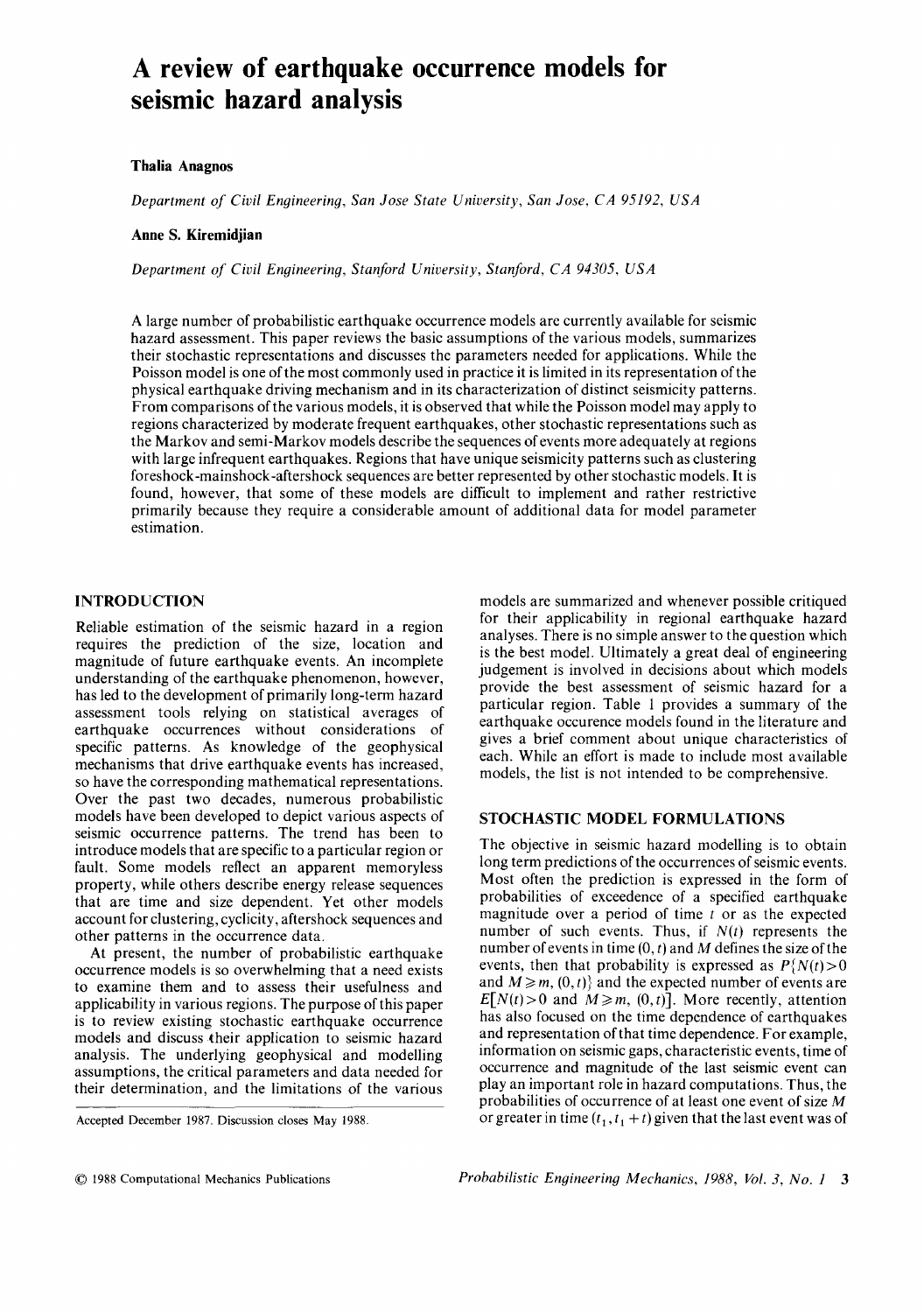# A review of earthquake occurrence models for seismic hazard analysis

**Thalia Anagnos**

*Department of Civil Engineering, San Jose State University, San Jose, CA 95192, USA*

**Anne S. Kiremidjian**

*Department of Civil Engineering, Stanford University, Stanford, CA 94305, USA*

A large number of probabilistic earthquake occurrence models are currently available for seismic hazard assessment. This paper reviews the basic assumptions of the various models, summarizes their stochastic representations and discusses the parameters needed for applications. While the Poisson model is one of the most commonly used in practice it is limited in its representation of the physical earthquake driving mechanism and in its characterization of distinct seismicity patterns. From comparisons of the various models, it is observed that while the Poisson model may apply to regions characterized by moderate frequent earthquakes, other stochastic representations such as the Markov and semi-Markov models describe the sequences of events more adequately at regions with large infrequent earthquakes. Regions that have unique seismicity patterns such as clustering foreshock-mainshock-aftershock sequences are better represented by other stochastic models. It is found, however, that some of these models are difficult to implement and rather restrictive primarily because they require a considerable amount of additional data for model parameter estimation.

## INTRODUCTION

Reliable estimation of the seismic hazard in a region requires the prediction of the size, location and magnitude of future earthquake events. An incomplete understanding of the earthquake phenomenon, however, has led to the development of primarily long-term hazard assessment tools relying on statistical averages of earthquake occurrences without considerations of specific patterns. As knowledge of the geophysical mechanisms that drive earthquake events has increased, so have the corresponding mathematical representations. Over the past two decades, numerous probabilistic models have been developed to depict various aspects of seismic occurrence patterns. The trend has been to introduce models that are specific to a particular region or fault. Some models reflect an apparent memoryless property, while others describe energy release sequences that are time and size dependent. Yet other models account for clustering, cyclicity, aftershock sequences and other patterns in the occurrence data.

At present, the number of probabilistic earthquake occurrence models is so overwhelming that a need exists to examine them and to assess their usefulness and applicability in various regions. The purpose of this paper is to review existing stochastic earthquake occurrence models and discuss their application to seismic hazard analysis. The underlying geophysical and modelling assumptions, the critical parameters and data needed for their determination, and the limitations of the various models are summarized and whenever possible critiqued for their applicability in regional earthquake hazard analyses. There is no simple answer to the question which is the best model. Ultimately a great deal of engineering judgement is involved in decisions about which models provide the best assessment of seismic hazard for a particular region. Table 1 provides a summary of the earthquake occurence models found in the literature and gives a brief comment about unique characteristics of each. While an effort is made to include most available models, the list is not intended to be comprehensive.

Accepted December 1987. Discussion closes May 1988.

## STOCHASTIC MODEL FORMULATIONS

The objective in seismic hazard modelling is to obtain long term predictions of the occurrences of seismic events. Most often the prediction is expressed in the form of probabilities of exceedence of a specified earthquake magnitude over a period of time $t$ or as the expected number of such events. Thus, if $N(t)$ represents the number of events in time $(0, t)$ and $M$ defines the size of the events, then that probability is expressed as $P\{N(t)>0$ and $M \geqslant m, (0,t)\}$ and the expected number of events are $E[N(t)>0$ and $M \geqslant m, (0,t)]$. More recently, attention has also focused on the time dependence of earthquakes and representation of that time dependence. For example, information on seismic gaps, characteristic events, time of occurrence and magnitude of the last seismic event can play an important role in hazard computations. Thus, the probabilities of occurrence of at least one event of size $M$ or greater in time $(t_1, t_1 + t)$ given that the last event was of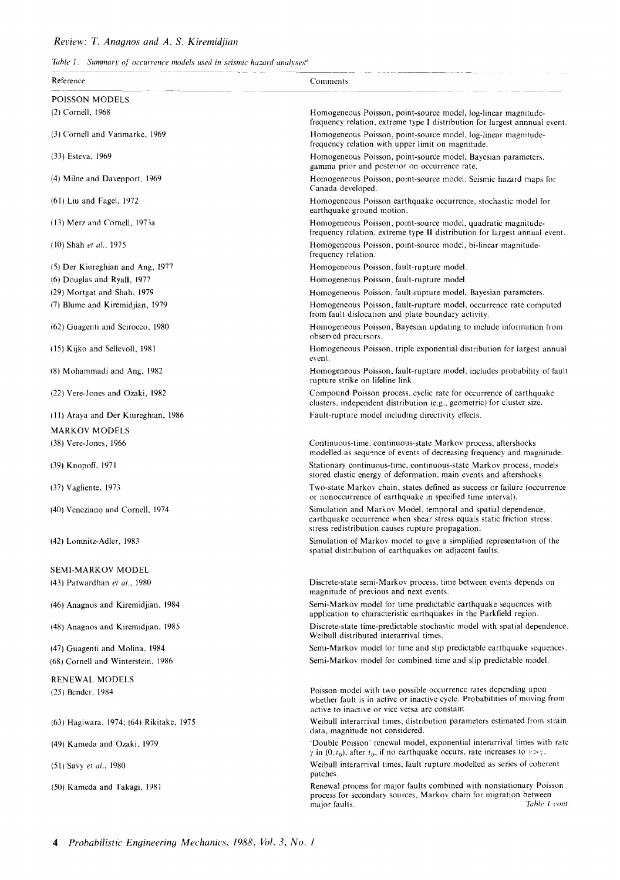*Table 1. Summary of occurrence models used in seismic hazard analyses[a]*

| Reference | Comments |
|---|---|
| POISSON MODELS | |
| (2) Cornell, 1968 | Homogeneous Poisson, point-source model, log-linear magnitude-frequency relation, extreme type I distribution for largest annnual event. |
| (3) Cornell and Vanmarke, 1969 | Homogeneous Poisson, point-source model, log-linear magnitude-frequency relation with upper limit on magnitude. |
| (33) Esteva, 1969 | Homogeneous Poisson, point-source model, Bayesian parameters, gamma prior and posterior on occurrence rate. |
| (4) Milne and Davenport, 1969 | Homogeneous Poisson, point-source model. Seismic hazard maps for Canada developed. |
| (61) Liu and Fagel, 1972 | Homogeneous Poisson earthquake occurrence, stochastic model for earthquake ground motion. |
| (13) Merz and Cornell, 1973a | Homogeneous Poisson, point-source model, quadratic magnitude-frequency relation, extreme type II distribution for largest annual event. |
| (10) Shah *et al.*, 1975 | Homogeneous Poisson, point-source model, bi-linear magnitude-frequency relation. |
| (5) Der Kiureghian and Ang, 1977 | Homogeneous Poisson, fault-rupture model. |
| (6) Douglas and Ryall, 1977 | Homogeneous Poisson, fault-rupture model. |
| (29) Mortgat and Shah, 1979 | Homogeneous Poisson, fault-rupture model, Bayesian parameters. |
| (7) Blume and Kiremidjian, 1979 | Homogeneous Poisson, fault-rupture model, occurrence rate computed from fault dislocation and plate boundary activity. |
| (62) Guagenti and Scirocco, 1980 | Homogeneous Poisson, Bayesian updating to include information from observed precursors. |
| (15) Kijko and Sellevoll, 1981 | Homogeneous Poisson, triple exponential distribution for largest annual event. |
| (8) Mohammadi and Ang, 1982 | Homogeneous Poisson, fault-rupture model, includes probability of fault rupture strike on lifeline link. |
| (22) Vere-Jones and Ozaki, 1982 | Compound Poisson process, cyclic rate for occurrence of earthquake clusters, independent distribution (e.g., geometric) for cluster size. |
| (11) Araya and Der Kiureghian, 1986 | Fault-rupture model including directivity effects. |
| MARKOV MODELS | |
| (38) Vere-Jones, 1966 | Continuous-time, continuous-state Markov process, aftershocks modelled as sequence of events of decreasing frequency and magnitude. |
| (39) Knopoff, 1971 | Stationary continuous-time, continuous-state Markov process, models stored elastic energy of deformation, main events and aftershocks. |
| (37) Vagliente, 1973 | Two-state Markov chain, states defined as success or failure (occurrence or nonoccurrence of earthquake in specified time interval). |
| (40) Veneziano and Cornell, 1974 | Simulation and Markov Model, temporal and spatial dependence, earthquake occurrence when shear stress equals static friction stress, stress redistribution causes rupture propagation. |
| (42) Lomnitz-Adler, 1983 | Simulation of Markov model to give a simplified representation of the spatial distribution of earthquakes on adjacent faults. |
| SEMI-MARKOV MODEL | |
| (43) Patwardhan *et al.*, 1980 | Discrete-state semi-Markov process, time between events depends on magnitude of previous and next events. |
| (46) Anagnos and Kiremidjian, 1984 | Semi-Markov model for time predictable earthquake sequences with application to characteristic earthquakes in the Parkfield region. |
| (48) Anagnos and Kiremidjian, 1985 | Discrete-state time-predictable stochastic model with spatial dependence, Weibull distributed interarrival times. |
| (47) Guagenti and Molina, 1984 | Semi-Markov model for time and slip predictable earthquake sequences. |
| (68) Cornell and Winterstein, 1986 | Semi-Markov model for combined time and slip predictable model. |
| RENEWAL MODELS | |
| (25) Bender, 1984 | Poisson model with two possible occurrence rates depending upon whether fault is in active or inactive cycle. Probabilities of moving from active to inactive or vice versa are constant. |
| (63) Hagiwara, 1974; (64) Rikitake, 1975 | Weibull interarrival times, distribution parameters estimated from strain data, magnitude not considered. |
| (49) Kameda and Ozaki, 1979 | 'Double Poisson' renewal model, exponential interarrival times with rate $\gamma$ in $(0, t_0)$, after $t_0$, if no earthquake occurs, rate increases to $\nu > \gamma$. |
| (51) Savy *et al.*, 1980 | Weibull interarrival times, fault rupture modelled as series of coherent patches. |
| (50) Kameda and Takagi, 1981 | Renewal process for major faults combined with nonstationary Poisson process for secondary sources, Markov chain for migration between major faults. |

*Table 1 cont.*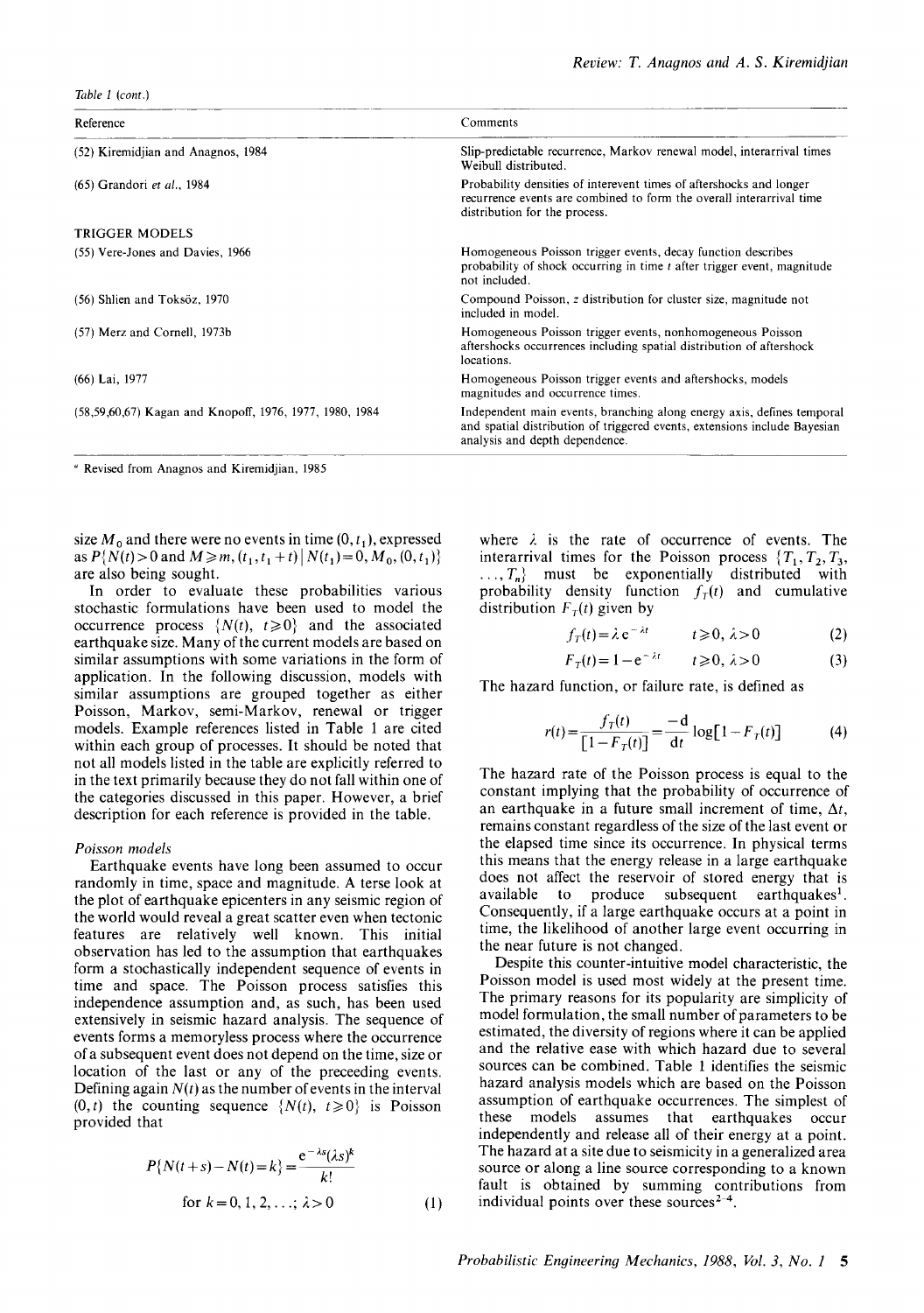*Table 1 (cont.)*

| Reference | Comments |
|---|---|
| (52) Kiremidjian and Anagnos, 1984 | Slip-predictable recurrence, Markov renewal model, interarrival times Weibull distributed. |
| (65) Grandori *et al.*, 1984 | Probability densities of interevent times of aftershocks and longer recurrence events are combined to form the overall interarrival time distribution for the process. |
| TRIGGER MODELS | |
| (55) Vere-Jones and Davies, 1966 | Homogeneous Poisson trigger events, decay function describes probability of shock occurring in time $t$ after trigger event, magnitude not included. |
| (56) Shlien and Toksöz, 1970 | Compound Poisson, $z$ distribution for cluster size, magnitude not included in model. |
| (57) Merz and Cornell, 1973b | Homogeneous Poisson trigger events, nonhomogeneous Poisson aftershocks occurrences including spatial distribution of aftershock locations. |
| (66) Lai, 1977 | Homogeneous Poisson trigger events and aftershocks, models magnitudes and occurrence times. |
| (58,59,60,67) Kagan and Knopoff, 1976, 1977, 1980, 1984 | Independent main events, branching along energy axis, defines temporal and spatial distribution of triggered events, extensions include Bayesian analysis and depth dependence. |

[a] Revised from Anagnos and Kiremidjian, 1985

size $M_0$ and there were no events in time $(0, t_1)$, expressed as $P\{N(t) > 0 \text{ and } M \geqslant m, (t_1, t_1 + t) \mid N(t_1) = 0, M_0, (0, t_1)\}$ are also being sought.

In order to evaluate these probabilities various stochastic formulations have been used to model the occurrence process $\{N(t),\ t \geqslant 0\}$ and the associated earthquake size. Many of the current models are based on similar assumptions with some variations in the form of application. In the following discussion, models with similar assumptions are grouped together as either Poisson, Markov, semi-Markov, renewal or trigger models. Example references listed in Table 1 are cited within each group of processes. It should be noted that not all models listed in the table are explicitly referred to in the text primarily because they do not fall within one of the categories discussed in this paper. However, a brief description for each reference is provided in the table.

### *Poisson models*

Earthquake events have long been assumed to occur randomly in time, space and magnitude. A terse look at the plot of earthquake epicenters in any seismic region of the world would reveal a great scatter even when tectonic features are relatively well known. This initial observation has led to the assumption that earthquakes form a stochastically independent sequence of events in time and space. The Poisson process satisfies this independence assumption and, as such, has been used extensively in seismic hazard analysis. The sequence of events forms a memoryless process where the occurrence of a subsequent event does not depend on the time, size or location of the last or any of the preceeding events. Defining again $N(t)$ as the number of events in the interval $(0, t)$ the counting sequence $\{N(t),\ t \geqslant 0\}$ is Poisson provided that

$$P\{N(t+s) - N(t) = k\} = \frac{e^{-\lambda s}(\lambda s)^k}{k!} \quad \text{for } k = 0, 1, 2, \ldots;\ \lambda > 0 \tag{1}$$

where $\lambda$ is the rate of occurrence of events. The interarrival times for the Poisson process $\{T_1, T_2, T_3, \ldots, T_n\}$ must be exponentially distributed with probability density function $f_T(t)$ and cumulative distribution $F_T(t)$ given by

$$f_T(t) = \lambda e^{-\lambda t} \qquad t \geqslant 0,\ \lambda > 0 \tag{2}$$

$$F_T(t) = 1 - e^{-\lambda t} \qquad t \geqslant 0,\ \lambda > 0 \tag{3}$$

The hazard function, or failure rate, is defined as

$$r(t) = \frac{f_T(t)}{[1 - F_T(t)]} = \frac{-d}{dt} \log[1 - F_T(t)] \tag{4}$$

The hazard rate of the Poisson process is equal to the constant implying that the probability of occurrence of an earthquake in a future small increment of time, $\Delta t$, remains constant regardless of the size of the last event or the elapsed time since its occurrence. In physical terms this means that the energy release in a large earthquake does not affect the reservoir of stored energy that is available to produce subsequent earthquakes[1]. Consequently, if a large earthquake occurs at a point in time, the likelihood of another large event occurring in the near future is not changed.

Despite this counter-intuitive model characteristic, the Poisson model is used most widely at the present time. The primary reasons for its popularity are simplicity of model formulation, the small number of parameters to be estimated, the diversity of regions where it can be applied and the relative ease with which hazard due to several sources can be combined. Table 1 identifies the seismic hazard analysis models which are based on the Poisson assumption of earthquake occurrences. The simplest of these models assumes that earthquakes occur independently and release all of their energy at a point. The hazard at a site due to seismicity in a generalized area source or along a line source corresponding to a known fault is obtained by summing contributions from individual points over these sources[2-4].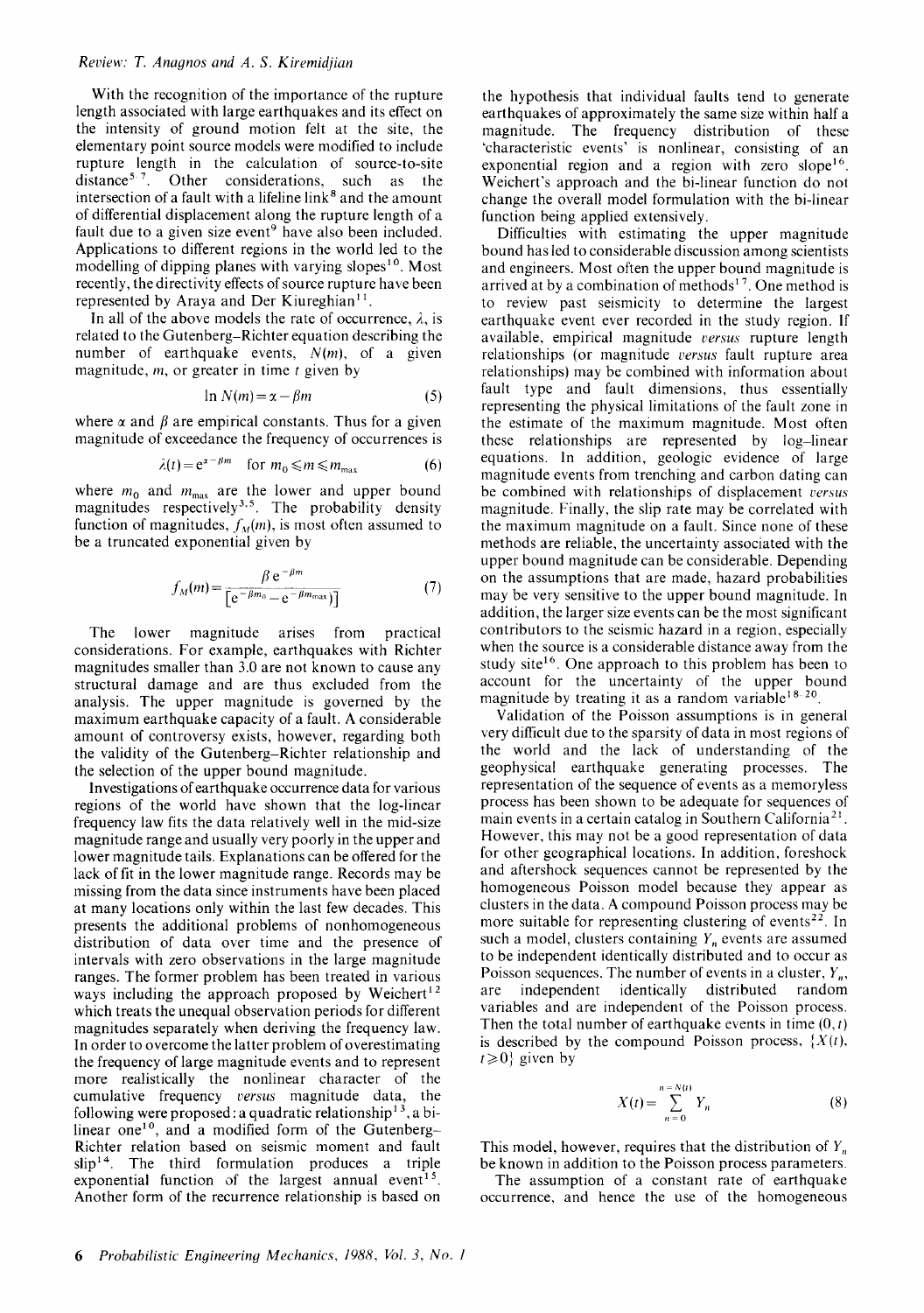With the recognition of the importance of the rupture length associated with large earthquakes and its effect on the intensity of ground motion felt at the site, the elementary point source models were modified to include rupture length in the calculation of source-to-site distance[5-7]. Other considerations, such as the intersection of a fault with a lifeline link[8] and the amount of differential displacement along the rupture length of a fault due to a given size event[9] have also been included. Applications to different regions in the world led to the modelling of dipping planes with varying slopes[10]. Most recently, the directivity effects of source rupture have been represented by Araya and Der Kiureghian[11].

In all of the above models the rate of occurrence, $\lambda$, is related to the Gutenberg–Richter equation describing the number of earthquake events, $N(m)$, of a given magnitude, $m$, or greater in time $t$ given by

$$\ln N(m) = \alpha - \beta m \tag{5}$$

where $\alpha$ and $\beta$ are empirical constants. Thus for a given magnitude of exceedance the frequency of occurrences is

$$\lambda(t) = e^{\alpha - \beta m} \quad \text{for } m_0 \leqslant m \leqslant m_{\max} \tag{6}$$

where $m_0$ and $m_{\max}$ are the lower and upper bound magnitudes respectively[3,5]. The probability density function of magnitudes, $f_M(m)$, is most often assumed to be a truncated exponential given by

$$f_M(m) = \frac{\beta\, e^{-\beta m}}{[e^{-\beta m_0} - e^{-\beta m_{\max}}]} \tag{7}$$

The lower magnitude arises from practical considerations. For example, earthquakes with Richter magnitudes smaller than 3.0 are not known to cause any structural damage and are thus excluded from the analysis. The upper magnitude is governed by the maximum earthquake capacity of a fault. A considerable amount of controversy exists, however, regarding both the validity of the Gutenberg–Richter relationship and the selection of the upper bound magnitude.

Investigations of earthquake occurrence data for various regions of the world have shown that the log-linear frequency law fits the data relatively well in the mid-size magnitude range and usually very poorly in the upper and lower magnitude tails. Explanations can be offered for the lack of fit in the lower magnitude range. Records may be missing from the data since instruments have been placed at many locations only within the last few decades. This presents the additional problems of nonhomogeneous distribution of data over time and the presence of intervals with zero observations in the large magnitude ranges. The former problem has been treated in various ways including the approach proposed by Weichert[12] which treats the unequal observation periods for different magnitudes separately when deriving the frequency law. In order to overcome the latter problem of overestimating the frequency of large magnitude events and to represent more realistically the nonlinear character of the cumulative frequency *versus* magnitude data, the following were proposed: a quadratic relationship[13], a bi-linear one[10], and a modified form of the Gutenberg–Richter relation based on seismic moment and fault slip[14]. The third formulation produces a triple exponential function of the largest annual event[15]. Another form of the recurrence relationship is based on the hypothesis that individual faults tend to generate earthquakes of approximately the same size within half a magnitude. The frequency distribution of these 'characteristic events' is nonlinear, consisting of an exponential region and a region with zero slope[16]. Weichert's approach and the bi-linear function do not change the overall model formulation with the bi-linear function being applied extensively.

Difficulties with estimating the upper magnitude bound has led to considerable discussion among scientists and engineers. Most often the upper bound magnitude is arrived at by a combination of methods[17]. One method is to review past seismicity to determine the largest earthquake event ever recorded in the study region. If available, empirical magnitude *versus* rupture length relationships (or magnitude *versus* fault rupture area relationships) may be combined with information about fault type and fault dimensions, thus essentially representing the physical limitations of the fault zone in the estimate of the maximum magnitude. Most often these relationships are represented by log–linear equations. In addition, geologic evidence of large magnitude events from trenching and carbon dating can be combined with relationships of displacement *versus* magnitude. Finally, the slip rate may be correlated with the maximum magnitude on a fault. Since none of these methods are reliable, the uncertainty associated with the upper bound magnitude can be considerable. Depending on the assumptions that are made, hazard probabilities may be very sensitive to the upper bound magnitude. In addition, the larger size events can be the most significant contributors to the seismic hazard in a region, especially when the source is a considerable distance away from the study site[16]. One approach to this problem has been to account for the uncertainty of the upper bound magnitude by treating it as a random variable[18-20].

Validation of the Poisson assumptions is in general very difficult due to the sparsity of data in most regions of the world and the lack of understanding of the geophysical earthquake generating processes. The representation of the sequence of events as a memoryless process has been shown to be adequate for sequences of main events in a certain catalog in Southern California[21]. However, this may not be a good representation of data for other geographical locations. In addition, foreshock and aftershock sequences cannot be represented by the homogeneous Poisson model because they appear as clusters in the data. A compound Poisson process may be more suitable for representing clustering of events[22]. In such a model, clusters containing $Y_n$ events are assumed to be independent identically distributed and to occur as Poisson sequences. The number of events in a cluster, $Y_n$, are independent identically distributed random variables and are independent of the Poisson process. Then the total number of earthquake events in time $(0, t)$ is described by the compound Poisson process, $\{X(t), t \geqslant 0\}$ given by

$$X(t) = \sum_{n=0}^{n=N(t)} Y_n \tag{8}$$

This model, however, requires that the distribution of $Y_n$ be known in addition to the Poisson process parameters.

The assumption of a constant rate of earthquake occurrence, and hence the use of the homogeneous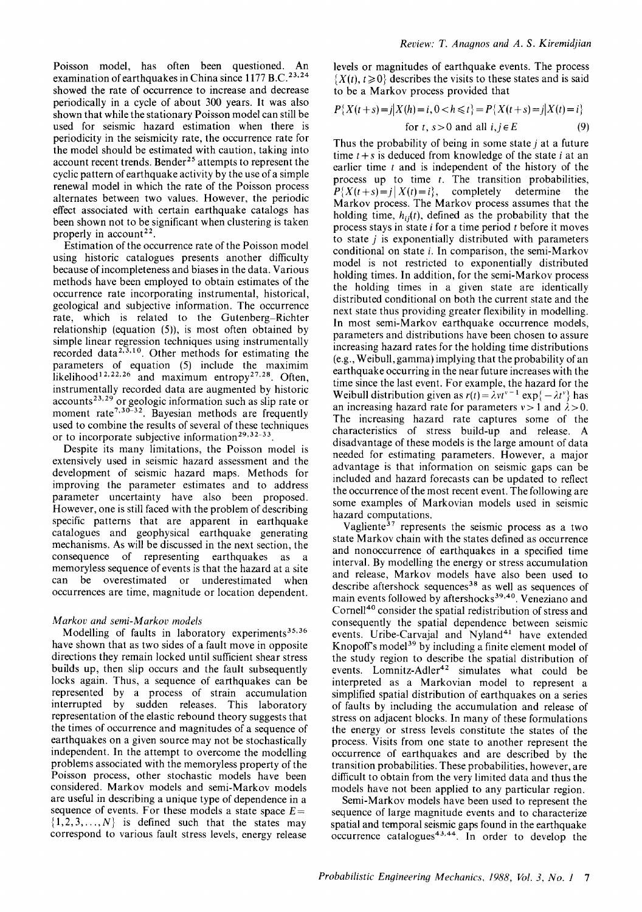Poisson model, has often been questioned. An examination of earthquakes in China since 1177 B.C.[23,24] showed the rate of occurrence to increase and decrease periodically in a cycle of about 300 years. It was also shown that while the stationary Poisson model can still be used for seismic hazard estimation when there is periodicity in the seismicity rate, the occurrence rate for the model should be estimated with caution, taking into account recent trends. Bender[25] attempts to represent the cyclic pattern of earthquake activity by the use of a simple renewal model in which the rate of the Poisson process alternates between two values. However, the periodic effect associated with certain earthquake catalogs has been shown not to be significant when clustering is taken properly in account[22].

Estimation of the occurrence rate of the Poisson model using historic catalogues presents another difficulty because of incompleteness and biases in the data. Various methods have been employed to obtain estimates of the occurrence rate incorporating instrumental, historical, geological and subjective information. The occurrence rate, which is related to the Gutenberg–Richter relationship (equation (5)), is most often obtained by simple linear regression techniques using instrumentally recorded data[2,3,10]. Other methods for estimating the parameters of equation (5) include the maximim likelihood[12,22,26] and maximum entropy[27,28]. Often, instrumentally recorded data are augmented by historic accounts[23,29] or geologic information such as slip rate or moment rate[7,30–32]. Bayesian methods are frequently used to combine the results of several of these techniques or to incorporate subjective information[29,32–33].

Despite its many limitations, the Poisson model is extensively used in seismic hazard assessment and the development of seismic hazard maps. Methods for improving the parameter estimates and to address parameter uncertainty have also been proposed. However, one is still faced with the problem of describing specific patterns that are apparent in earthquake catalogues and geophysical earthquake generating mechanisms. As will be discussed in the next section, the consequence of representing earthquakes as a memoryless sequence of events is that the hazard at a site can be overestimated or underestimated when occurrences are time, magnitude or location dependent.

### *Markov and semi-Markov models*

Modelling of faults in laboratory experiments[35,36] have shown that as two sides of a fault move in opposite directions they remain locked until sufficient shear stress builds up, then slip occurs and the fault subsequently locks again. Thus, a sequence of earthquakes can be represented by a process of strain accumulation interrupted by sudden releases. This laboratory representation of the elastic rebound theory suggests that the times of occurrence and magnitudes of a sequence of earthquakes on a given source may not be stochastically independent. In the attempt to overcome the modelling problems associated with the memoryless property of the Poisson process, other stochastic models have been considered. Markov models and semi-Markov models are useful in describing a unique type of dependence in a sequence of events. For these models a state space $E=\{1,2,3,\ldots,N\}$ is defined such that the states may correspond to various fault stress levels, energy release levels or magnitudes of earthquake events. The process $\{X(t), t\geq 0\}$ describes the visits to these states and is said to be a Markov process provided that

$$P\{X(t+s)=j|X(h)=i, 0<h\leq t\}=P\{X(t+s)=j|X(t)=i\} \quad \text{for } t,\ s>0 \text{ and all } i,j\in E \tag{9}$$

Thus the probability of being in some state $j$ at a future time $t+s$ is deduced from knowledge of the state $i$ at an earlier time $t$ and is independent of the history of the process up to time $t$. The transition probabilities, $P\{X(t+s)=j\,|\,X(t)=i\}$, completely determine the Markov process. The Markov process assumes that the holding time, $h_{ij}(t)$, defined as the probability that the process stays in state $i$ for a time period $t$ before it moves to state $j$ is exponentially distributed with parameters conditional on state $i$. In comparison, the semi-Markov model is not restricted to exponentially distributed holding times. In addition, for the semi-Markov process the holding times in a given state are identically distributed conditional on both the current state and the next state thus providing greater flexibility in modelling. In most semi-Markov earthquake occurrence models, parameters and distributions have been chosen to assure increasing hazard rates for the holding time distributions (e.g., Weibull, gamma) implying that the probability of an earthquake occurring in the near future increases with the time since the last event. For example, the hazard for the Weibull distribution given as $r(t)=\lambda v t^{v-1}\exp\{-\lambda t^{v}\}$ has an increasing hazard rate for parameters $v>1$ and $\lambda>0$. The increasing hazard rate captures some of the characteristics of stress build-up and release. A disadvantage of these models is the large amount of data needed for estimating parameters. However, a major advantage is that information on seismic gaps can be included and hazard forecasts can be updated to reflect the occurrence of the most recent event. The following are some examples of Markovian models used in seismic hazard computations.

Vagliente[37] represents the seismic process as a two state Markov chain with the states defined as occurrence and nonoccurrence of earthquakes in a specified time interval. By modelling the energy or stress accumulation and release, Markov models have also been used to describe aftershock sequences[38] as well as sequences of main events followed by aftershocks[39,40]. Veneziano and Cornell[40] consider the spatial redistribution of stress and consequently the spatial dependence between seismic events. Uribe-Carvajal and Nyland[41] have extended Knopoff's model[39] by including a finite element model of the study region to describe the spatial distribution of events. Lomnitz-Adler[42] simulates what could be interpreted as a Markovian model to represent a simplified spatial distribution of earthquakes on a series of faults by including the accumulation and release of stress on adjacent blocks. In many of these formulations the energy or stress levels constitute the states of the process. Visits from one state to another represent the occurrence of earthquakes and are described by the transition probabilities. These probabilities, however, are difficult to obtain from the very limited data and thus the models have not been applied to any particular region.

Semi-Markov models have been used to represent the sequence of large magnitude events and to characterize spatial and temporal seismic gaps found in the earthquake occurrence catalogues[43,44]. In order to develop the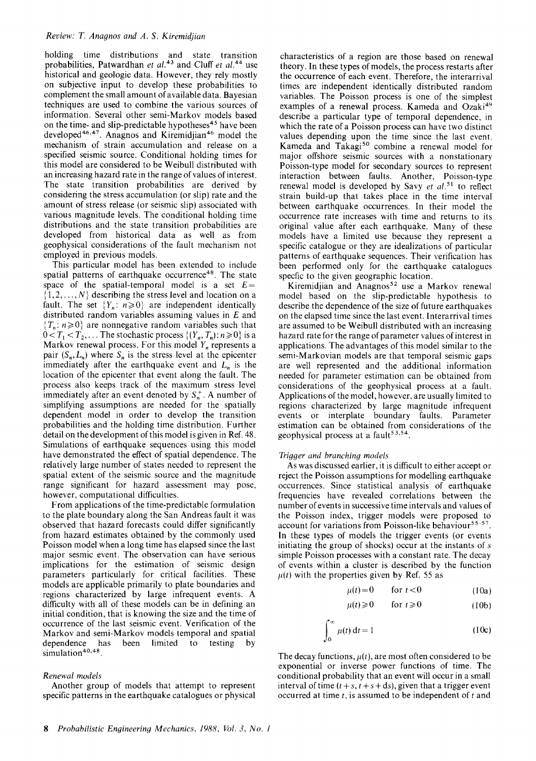holding time distributions and state transition probabilities, Patwardhan *et al.*[43] and Cluff *et al.*[44] use historical and geologic data. However, they rely mostly on subjective input to develop these probabilities to complement the small amount of available data. Bayesian techniques are used to combine the various sources of information. Several other semi-Markov models based on the time- and slip-predictable hypotheses[45] have been developed[46,47]. Anagnos and Kiremidjian[46] model the mechanism of strain accumulation and release on a specified seismic source. Conditional holding times for this model are considered to be Weibull distributed with an increasing hazard rate in the range of values of interest. The state transition probabilities are derived by considering the stress accumulation (or slip) rate and the amount of stress release (or seismic slip) associated with various magnitude levels. The conditional holding time distributions and the state transition probabilities are developed from historical data as well as from geophysical considerations of the fault mechanism not employed in previous models.

This particular model has been extended to include spatial patterns of earthquake occurrence[48]. The state space of the spatial-temporal model is a set $E = \{1, 2, \ldots, N\}$ describing the stress level and location on a fault. The set $\{Y_n: n \geq 0\}$ are independent identically distributed random variables assuming values in $E$ and $\{T_n: n \geq 0\}$ are nonnegative random variables such that $0 < T_1 < T_2, \ldots$ The stochastic process $\{(Y_n, T_n): n \geq 0\}$ is a Markov renewal process. For this model $Y_n$ represents a pair $(S_n, L_n)$ where $S_n$ is the stress level at the epicenter immediately after the earthquake event and $L_n$ is the location of the epicenter that event along the fault. The process also keeps track of the maximum stress level immediately after an event denoted by $S_n^+$. A number of simplifying assumptions are needed for the spatially dependent model in order to develop the transition probabilities and the holding time distribution. Further detail on the development of this model is given in Ref. 48. Simulations of earthquake sequences using this model have demonstrated the effect of spatial dependence. The relatively large number of states needed to represent the spatial extent of the seismic source and the magnitude range significant for hazard assessment may pose, however, computational difficulties.

From applications of the time-predictable formulation to the plate boundary along the San Andreas fault it was observed that hazard forecasts could differ significantly from hazard estimates obtained by the commonly used Poisson model when a long time has elapsed since the last major sesmic event. The observation can have serious implications for the estimation of seismic design parameters particularly for critical facilities. These models are applicable primarily to plate boundaries and regions characterized by large infrequent events. A difficulty with all of these models can be in defining an initial condition, that is knowing the size and the time of occurrence of the last seismic event. Verification of the Markov and semi-Markov models temporal and spatial dependence has been limited to testing by simulation[40,48].

*Renewal models*

Another group of models that attempt to represent specific patterns in the earthquake catalogues or physical characteristics of a region are those based on renewal theory. In these types of models, the process restarts after the occurrence of each event. Therefore, the interarrival times are independent identically distributed random variables. The Poisson process is one of the simplest examples of a renewal process. Kameda and Ozaki[49] describe a particular type of temporal dependence, in which the rate of a Poisson process can have two distinct values depending upon the time since the last event. Kameda and Takagi[50] combine a renewal model for major offshore seismic sources with a nonstationary Poisson-type model for secondary sources to represent interaction between faults. Another, Poisson-type renewal model is developed by Savy *et al.*[51] to reflect strain build-up that takes place in the time interval between earthquake occurrences. In their model the occurrence rate increases with time and returns to its original value after each earthquake. Many of these models have a limited use because they represent a specific catalogue or they are idealizations of particular patterns of earthquake sequences. Their verification has been performed only for the earthquake catalogues specfic to the given geographic location.

Kiremidjian and Anagnos[52] use a Markov renewal model based on the slip-predictable hypothesis to describe the dependence of the size of future earthquakes on the elapsed time since the last event. Interarrival times are assumed to be Weibull distributed with an increasing hazard rate for the range of parameter values of interest in applications. The advantages of this model similar to the semi-Markovian models are that temporal seismic gaps are well represented and the additional information needed for parameter estimation can be obtained from considerations of the geophysical process at a fault. Applications of the model, however, are usually limited to regions characterized by large magnitude infrequent events or interplate boundary faults. Parameter estimation can be obtained from considerations of the geophysical process at a fault[53,54].

*Trigger and branching models*

As was discussed earlier, it is difficult to either accept or reject the Poisson assumptions for modelling earthquake occurrences. Since statistical analysis of earthquake frequencies have revealed correlations between the number of events in successive time intervals and values of the Poisson index, trigger models were proposed to account for variations from Poisson-like behaviour[55-57]. In these types of models the trigger events (or events initiating the group of shocks) occur at the instants of $s$ simple Poisson processes with a constant rate. The decay of events within a cluster is described by the function $\mu(t)$ with the properties given by Ref. 55 as

$$\mu(t) = 0 \qquad \text{for } t < 0 \tag{10a}$$

$$\mu(t) \geq 0 \qquad \text{for } t \geq 0 \tag{10b}$$

$$\int_0^{\infty} \mu(t)\,\mathrm{d}t = 1 \tag{10c}$$

The decay functions, $\mu(t)$, are most often considered to be exponential or inverse power functions of time. The conditional probability that an event will occur in a small interval of time $(t + s, t + s + \mathrm{d}s)$, given that a trigger event occurred at time $t$, is assumed to be independent of $t$ and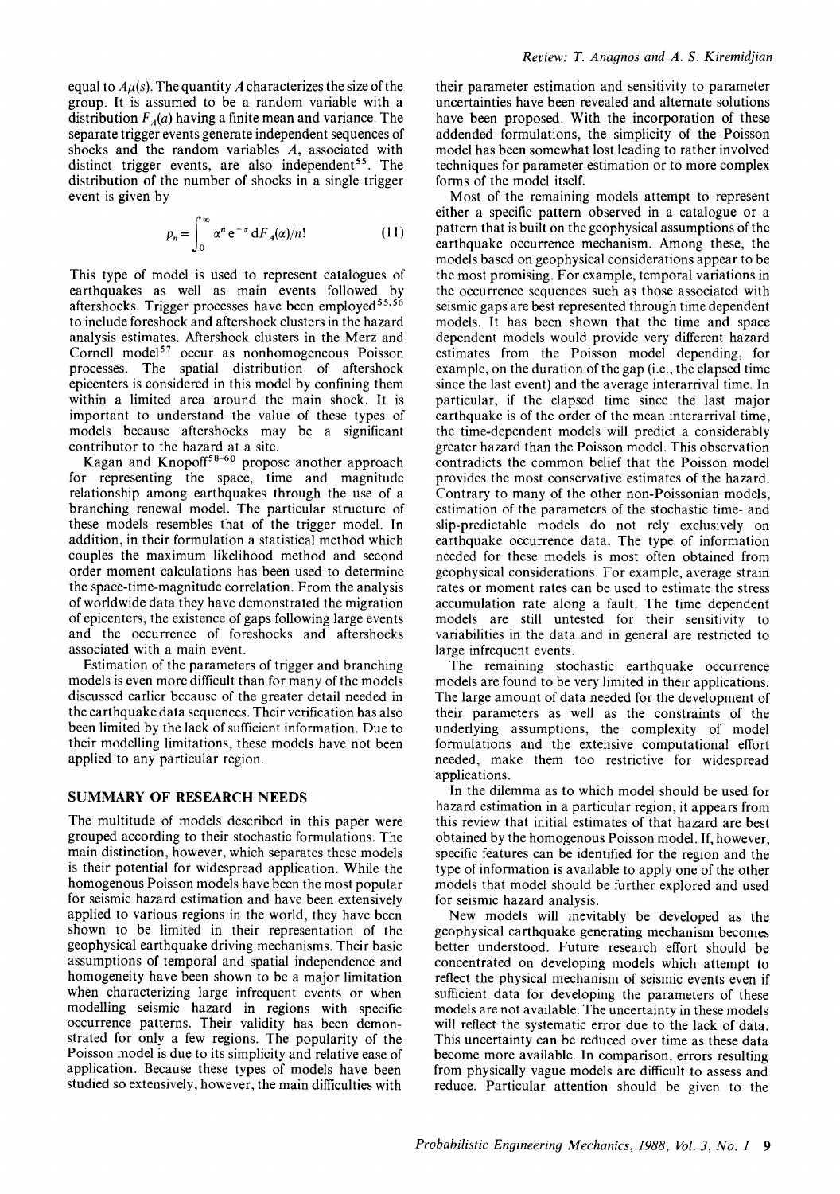equal to $A\mu(s)$. The quantity $A$ characterizes the size of the group. It is assumed to be a random variable with a distribution $F_A(a)$ having a finite mean and variance. The separate trigger events generate independent sequences of shocks and the random variables $A$, associated with distinct trigger events, are also independent[55]. The distribution of the number of shocks in a single trigger event is given by

$$p_n = \int_0^\infty \alpha^n \, e^{-\alpha} \, dF_A(\alpha)/n! \qquad (11)$$

This type of model is used to represent catalogues of earthquakes as well as main events followed by aftershocks. Trigger processes have been employed[55,56] to include foreshock and aftershock clusters in the hazard analysis estimates. Aftershock clusters in the Merz and Cornell model[57] occur as nonhomogeneous Poisson processes. The spatial distribution of aftershock epicenters is considered in this model by confining them within a limited area around the main shock. It is important to understand the value of these types of models because aftershocks may be a significant contributor to the hazard at a site.

Kagan and Knopoff[58–60] propose another approach for representing the space, time and magnitude relationship among earthquakes through the use of a branching renewal model. The particular structure of these models resembles that of the trigger model. In addition, in their formulation a statistical method which couples the maximum likelihood method and second order moment calculations has been used to determine the space-time-magnitude correlation. From the analysis of worldwide data they have demonstrated the migration of epicenters, the existence of gaps following large events and the occurrence of foreshocks and aftershocks associated with a main event.

Estimation of the parameters of trigger and branching models is even more difficult than for many of the models discussed earlier because of the greater detail needed in the earthquake data sequences. Their verification has also been limited by the lack of sufficient information. Due to their modelling limitations, these models have not been applied to any particular region.

## SUMMARY OF RESEARCH NEEDS

The multitude of models described in this paper were grouped according to their stochastic formulations. The main distinction, however, which separates these models is their potential for widespread application. While the homogenous Poisson models have been the most popular for seismic hazard estimation and have been extensively applied to various regions in the world, they have been shown to be limited in their representation of the geophysical earthquake driving mechanisms. Their basic assumptions of temporal and spatial independence and homogeneity have been shown to be a major limitation when characterizing large infrequent events or when modelling seismic hazard in regions with specific occurrence patterns. Their validity has been demonstrated for only a few regions. The popularity of the Poisson model is due to its simplicity and relative ease of application. Because these types of models have been studied so extensively, however, the main difficulties with their parameter estimation and sensitivity to parameter uncertainties have been revealed and alternate solutions have been proposed. With the incorporation of these addended formulations, the simplicity of the Poisson model has been somewhat lost leading to rather involved techniques for parameter estimation or to more complex forms of the model itself.

Most of the remaining models attempt to represent either a specific pattern observed in a catalogue or a pattern that is built on the geophysical assumptions of the earthquake occurrence mechanism. Among these, the models based on geophysical considerations appear to be the most promising. For example, temporal variations in the occurrence sequences such as those associated with seismic gaps are best represented through time dependent models. It has been shown that the time and space dependent models would provide very different hazard estimates from the Poisson model depending, for example, on the duration of the gap (i.e., the elapsed time since the last event) and the average interarrival time. In particular, if the elapsed time since the last major earthquake is of the order of the mean interarrival time, the time-dependent models will predict a considerably greater hazard than the Poisson model. This observation contradicts the common belief that the Poisson model provides the most conservative estimates of the hazard. Contrary to many of the other non-Poissonian models, estimation of the parameters of the stochastic time- and slip-predictable models do not rely exclusively on earthquake occurrence data. The type of information needed for these models is most often obtained from geophysical considerations. For example, average strain rates or moment rates can be used to estimate the stress accumulation rate along a fault. The time dependent models are still untested for their sensitivity to variabilities in the data and in general are restricted to large infrequent events.

The remaining stochastic earthquake occurrence models are found to be very limited in their applications. The large amount of data needed for the development of their parameters as well as the constraints of the underlying assumptions, the complexity of model formulations and the extensive computational effort needed, make them too restrictive for widespread applications.

In the dilemma as to which model should be used for hazard estimation in a particular region, it appears from this review that initial estimates of that hazard are best obtained by the homogenous Poisson model. If, however, specific features can be identified for the region and the type of information is available to apply one of the other models that model should be further explored and used for seismic hazard analysis.

New models will inevitably be developed as the geophysical earthquake generating mechanism becomes better understood. Future research effort should be concentrated on developing models which attempt to reflect the physical mechanism of seismic events even if sufficient data for developing the parameters of these models are not available. The uncertainty in these models will reflect the systematic error due to the lack of data. This uncertainty can be reduced over time as these data become more available. In comparison, errors resulting from physically vague models are difficult to assess and reduce. Particular attention should be given to the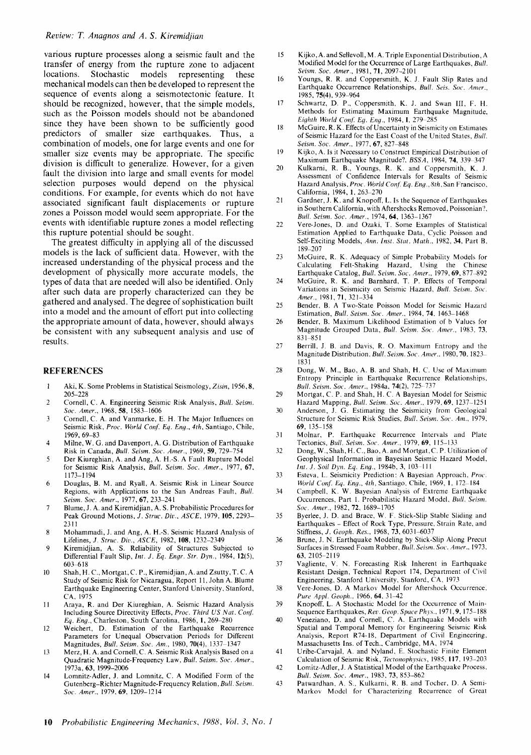various rupture processes along a seismic fault and the transfer of energy from the rupture zone to adjacent locations. Stochastic models representing these mechanical models can then be developed to represent the sequence of events along a seismotectonic feature. It should be recognized, however, that the simple models, such as the Poisson models should not be abandoned since they have been shown to be sufficiently good predictors of smaller size earthquakes. Thus, a combination of models, one for large events and one for smaller size events may be appropriate. The specific division is difficult to generalize. However, for a given fault the division into large and small events for model selection purposes would depend on the physical conditions. For example, for events which do not have associated significant fault displacements or rupture zones a Poisson model would seem appropriate. For the events with identifiable rupture zones a model reflecting this rupture potential should be sought.

The greatest difficulty in applying all of the discussed models is the lack of sufficient data. However, with the increased understanding of the physical process and the development of physically more accurate models, the types of data that are needed will also be identified. Only after such data are properly characterized can they be gathered and analysed. The degree of sophistication built into a model and the amount of effort put into collecting the appropriate amount of data, however, should always be consistent with any subsequent analysis and use of results.

## REFERENCES

1. Aki, K. Some Problems in Statistical Seismology, *Zisin*, 1956, **8**, 205–228
2. Cornell, C. A. Engineering Seismic Risk Analysis, *Bull. Seism. Soc. Amer.*, 1968, **58**, 1583–1606
3. Cornell, C. A. and Vanmarke, E. H. The Major Influences on Seismic Risk, *Proc. World Conf. Eq. Eng., 4th*, Santiago, Chile, 1969, 69–83
4. Milne, W. G. and Davenport, A. G. Distribution of Earthquake Risk in Canada, *Bull. Seism. Soc. Amer.*, 1969, **59**, 729–754
5. Der Kiureghian, A. and Ang, A. H.-S. A Fault Rupture Model for Seismic Risk Analysis, *Bull. Seism. Soc. Amer.*, 1977, **67**, 1173–1194
6. Douglas, B. M. and Ryall, A. Seismic Risk in Linear Source Regions, with Applications to the San Andreas Fault, *Bull. Seism. Soc. Amer.*, 1977, **67**, 233–241
7. Blume, J. A. and Kiremidjian, A. S. Probabilistic Procedures for Peak Ground Motions, *J. Struc. Div., ASCE*, 1979, **105**, 2293–2311
8. Mohammadi, J. and Ang, A. H.-S. Seismic Hazard Analysis of Lifelines, *J. Struc. Div., ASCE*, 1982, **108**, 1232–2349
9. Kiremidjian, A. S. Reliability of Structures Subjected to Differential Fault Slip, *Int. J. Eq. Engr. Str. Dyn.*, 1984, **12**(5), 603–618
10. Shah, H. C., Mortgat, C. P., Kiremidjian, A. and Zsutty, T. C. A Study of Seismic Risk for Nicaragua, Report 11, John A. Blume Earthquake Engineering Center, Stanford University, Stanford, CA, 1975
11. Araya, R. and Der Kiureghian, A. Seismic Hazard Analysis Including Source Directivity Effects, *Proc. Third US Nat. Conf. Eq. Eng.*, Charleston, South Carolina, 1986, **1**, 269–280
12. Weichert, D. Estimation of the Earthquake Recurrence Parameters for Unequal Observation Periods for Different Magnitudes, *Bull. Seism. Soc. Am.*, 1980, **70**(4), 1337–1347
13. Merz, H. A. and Cornell, C. A. Seismic Risk Analysis Based on a Quadratic Magnitude-Frequency Law, *Bull. Seism. Soc. Amer.*, 1973a, **63**, 1999–2006
14. Lomnitz-Adler, J. and Lomnitz, C. A Modified Form of the Gutenberg–Richter Magnitude-Frequency Relation, *Bull. Seism. Soc. Amer.*, 1979, **69**, 1209–1214
15. Kijko, A. and Sellevoll, M. A. Triple Exponential Distribution, A Modified Model for the Occurrence of Large Earthquakes, *Bull. Seism. Soc. Amer.*, 1981, **71**, 2097–2101
16. Youngs, R. R. and Coppersmith, K. J. Fault Slip Rates and Earthquake Occurrence Relationships, *Bull. Seis. Soc. Amer.*, 1985, **75**(4), 939–964
17. Schwartz, D. P., Coppersmith, K. J. and Swan III, F. H. Methods for Estimating Maximum Earthquake Magnitude, *Eighth World Conf. Eq. Eng.*, 1984, **I**, 279–285
18. McGuire, R. K. Effects of Uncertainty in Seismicity on Estimates of Seismic Hazard for the East Coast of the United States, *Bull. Seism. Soc. Amer.*, 1977, **67**, 827–848
19. Kijko, A. Is it Necessary to Construct Empirical Distribution of Maximum Earthquake Magnitude?, *BSSA*, 1984, **74**, 339–347
20. Kulkarni, R. B., Youngs, R. K. and Coppersmith, K. J. Assessment of Confidence Intervals for Results of Seismic Hazard Analysis, *Proc. World Conf. Eq. Eng., 8th*, San Francisco, California, 1984, **1**, 263–270
21. Gardner, J. K. and Knopoff, L. Is the Sequence of Earthquakes in Southern California, with Aftershocks Removed, Poissonian?, *Bull. Seism. Soc. Amer.*, 1974, **64**, 1363–1367
22. Vere-Jones, D. and Ozaki, T. Some Examples of Statistical Estimation Applied to Earthquake Data, Cyclic Poisson and Self-Exciting Models, *Ann. Inst. Stat. Math.*, 1982, **34**, Part B, 189–207
23. McGuire, R. K. Adequacy of Simple Probability Models for Calculating Felt-Shaking Hazard, Using the Chinese Earthquake Catalog, *Bull. Seism. Soc. Amer.*, 1979, **69**, 877–892
24. McGuire, R. K. and Barnhard, T. P. Effects of Temporal Variations in Seismicity on Seismic Hazard, *Bull. Seism. Soc. Amer.*, 1981, **71**, 321–334
25. Bender, B. A Two-State Poisson Model for Seismic Hazard Estimation, *Bull. Seism. Soc. Amer.*, 1984, **74**, 1463–1468
26. Bender, B. Maximum Likelihood Estimation of b Values for Magnitude Grouped Data, *Bull. Seism. Soc. Amer.*, 1983, **73**, 831–851
27. Berrill, J. B. and Davis, R. O. Maximum Entropy and the Magnitude Distribution, *Bull. Seism. Soc. Amer.*, 1980, **70**, 1823–1831
28. Dong, W. M., Bao, A. B. and Shah, H. C. Use of Maximum Entropy Principle in Earthquake Recurrence Relationships, *Bull. Seism. Soc. Amer.*, 1984a, **74**(2), 725–737
29. Mortgat, C. P. and Shah, H. C. A Bayesian Model for Seismic Hazard Mapping, *Bull. Seism. Soc. Amer.*, 1979, **69**, 1237–1251
30. Anderson, J. G. Estimating the Seismicity from Geological Structure for Seismic Risk Studies, *Bull. Seism. Soc. Am.*, 1979, **69**, 135–158
31. Molnar, P. Earthquake Recurrence Intervals and Plate Tectonics, *Bull. Seism. Soc. Amer.*, 1979, **69**, 115–133
32. Dong, W., Shah, H. C., Bao, A. and Mortgat, C. P. Utilization of Geophysical Information in Bayesian Seismic Hazard Model, *Int. J. Soil Dyn. Eq. Eng.*, 1984b, **3**, 103–111
33. Esteva, L. Seismicity Prediction: A Bayesian Approach, *Proc. World Conf. Eq. Eng., 4th*, Santiago, Chile, 1969, **1**, 172–184
34. Campbell, K. W. Bayesian Analysis of Extreme Earthquake Occurrences, Part 1. Probabilistic Hazard Model, *Bull. Seism. Soc. Amer.*, 1982, **72**, 1689–1705
35. Byerlee, J. D. and Brace, W. F. Stick-Slip Stable Sliding and Earthquakes – Effect of Rock Type, Pressure, Strain Rate, and Stiffness, *J. Geoph. Res.*, 1968, **73**, 6031–6037
36. Brune, J. N. Earthquake Modeling by Stick-Slip Along Precut Surfaces in Stressed Foam Rubber, *Bull. Seism. Soc. Amer.*, 1973, **63**, 2105–2119
37. Vagliente, V. N. Forecasting Risk Inherent in Earthquake Resistant Design, Technical Report 174, Department of Civil Engineering, Stanford University, Stanford, CA, 1973
38. Vere-Jones, D. A Markov Model for Aftershock Occurrence, *Pure Appl. Geoph.*, 1966, **64**, 31–42
39. Knopoff, L. A Stochastic Model for the Occurrence of Main-Sequence Earthquakes, *Rev. Geop. Space Phys.*, 1971, **9**, 175–188
40. Veneziano, D. and Cornell, C. A. Earthquake Models with Spatial and Temporal Memory for Engineering Seismic Risk Analysis, Report R74-18, Department of Civil Engineering, Massachusetts Ins. of Tech., Cambridge, MA, 1974
41. Uribe-Carvajal, A. and Nyland, E. Stochastic Finite Element Calculation of Seismic Risk, *Tectonophysics*, 1985, **117**, 193–203
42. Lomitz-Adler, J. A Statistical Model of the Earthquake Process, *Bull. Seism. Soc. Amer.*, 1983, **73**, 853–862
43. Patwardhan, A. S., Kulkarni, R. B. and Tocher, D. A Semi-Markov Model for Characterizing Recurrence of Great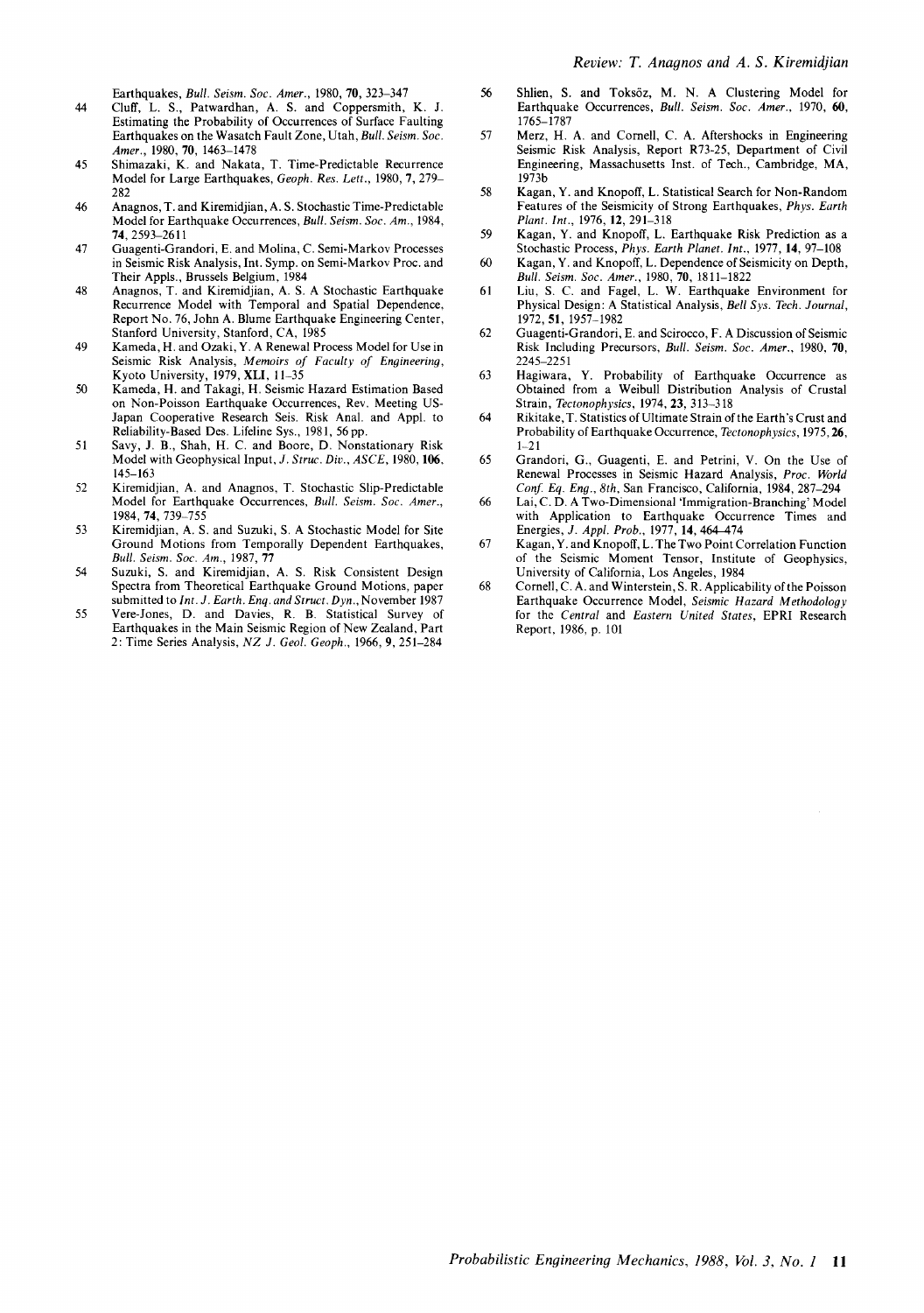Earthquakes, *Bull. Seism. Soc. Amer.*, 1980, **70**, 323–347

44 Cluff, L. S., Patwardhan, A. S. and Coppersmith, K. J. Estimating the Probability of Occurrences of Surface Faulting Earthquakes on the Wasatch Fault Zone, Utah, *Bull. Seism. Soc. Amer.*, 1980, **70**, 1463–1478

45 Shimazaki, K. and Nakata, T. Time-Predictable Recurrence Model for Large Earthquakes, *Geoph. Res. Lett.*, 1980, **7**, 279–282

46 Anagnos, T. and Kiremidjian, A. S. Stochastic Time-Predictable Model for Earthquake Occurrences, *Bull. Seism. Soc. Am.*, 1984, **74**, 2593–2611

47 Guagenti-Grandori, E. and Molina, C. Semi-Markov Processes in Seismic Risk Analysis, Int. Symp. on Semi-Markov Proc. and Their Appls., Brussels Belgium, 1984

48 Anagnos, T. and Kiremidjian, A. S. A Stochastic Earthquake Recurrence Model with Temporal and Spatial Dependence, Report No. 76, John A. Blume Earthquake Engineering Center, Stanford University, Stanford, CA, 1985

49 Kameda, H. and Ozaki, Y. A Renewal Process Model for Use in Seismic Risk Analysis, *Memoirs of Faculty of Engineering*, Kyoto University, 1979, **XLI**, 11–35

50 Kameda, H. and Takagi, H. Seismic Hazard Estimation Based on Non-Poisson Earthquake Occurrences, Rev. Meeting US-Japan Cooperative Research Seis. Risk Anal. and Appl. to Reliability-Based Des. Lifeline Sys., 1981, 56 pp.

51 Savy, J. B., Shah, H. C. and Boore, D. Nonstationary Risk Model with Geophysical Input, *J. Struc. Div., ASCE*, 1980, **106**, 145–163

52 Kiremidjian, A. and Anagnos, T. Stochastic Slip-Predictable Model for Earthquake Occurrences, *Bull. Seism. Soc. Amer.*, 1984, **74**, 739–755

53 Kiremidjian, A. S. and Suzuki, S. A Stochastic Model for Site Ground Motions from Temporally Dependent Earthquakes, *Bull. Seism. Soc. Am.*, 1987, **77**

54 Suzuki, S. and Kiremidjian, A. S. Risk Consistent Design Spectra from Theoretical Earthquake Ground Motions, paper submitted to *Int. J. Earth. Eng. and Struct. Dyn.*, November 1987

55 Vere-Jones, D. and Davies, R. B. Statistical Survey of Earthquakes in the Main Seismic Region of New Zealand, Part 2: Time Series Analysis, *NZ J. Geol. Geoph.*, 1966, **9**, 251–284

56 Shlien, S. and Toksöz, M. N. A Clustering Model for Earthquake Occurrences, *Bull. Seism. Soc. Amer.*, 1970, **60**, 1765–1787

57 Merz, H. A. and Cornell, C. A. Aftershocks in Engineering Seismic Risk Analysis, Report R73-25, Department of Civil Engineering, Massachusetts Inst. of Tech., Cambridge, MA, 1973b

58 Kagan, Y. and Knopoff, L. Statistical Search for Non-Random Features of the Seismicity of Strong Earthquakes, *Phys. Earth Plant. Int.*, 1976, **12**, 291–318

59 Kagan, Y. and Knopoff, L. Earthquake Risk Prediction as a Stochastic Process, *Phys. Earth Planet. Int.*, 1977, **14**, 97–108

60 Kagan, Y. and Knopoff, L. Dependence of Seismicity on Depth, *Bull. Seism. Soc. Amer.*, 1980, **70**, 1811–1822

61 Liu, S. C. and Fagel, L. W. Earthquake Environment for Physical Design: A Statistical Analysis, *Bell Sys. Tech. Journal*, 1972, **51**, 1957–1982

62 Guagenti-Grandori, E. and Scirocco, F. A Discussion of Seismic Risk Including Precursors, *Bull. Seism. Soc. Amer.*, 1980, **70**, 2245–2251

63 Hagiwara, Y. Probability of Earthquake Occurrence as Obtained from a Weibull Distribution Analysis of Crustal Strain, *Tectonophysics*, 1974, **23**, 313–318

64 Rikitake, T. Statistics of Ultimate Strain of the Earth's Crust and Probability of Earthquake Occurrence, *Tectonophysics*, 1975, **26**, 1–21

65 Grandori, G., Guagenti, E. and Petrini, V. On the Use of Renewal Processes in Seismic Hazard Analysis, *Proc. World Conf. Eq. Eng., 8th*, San Francisco, California, 1984, 287–294

66 Lai, C. D. A Two-Dimensional 'Immigration-Branching' Model with Application to Earthquake Occurrence Times and Energies, *J. Appl. Prob.*, 1977, **14**, 464–474

67 Kagan, Y. and Knopoff, L. The Two Point Correlation Function of the Seismic Moment Tensor, Institute of Geophysics, University of California, Los Angeles, 1984

68 Cornell, C. A. and Winterstein, S. R. Applicability of the Poisson Earthquake Occurrence Model, *Seismic Hazard Methodology for the Central and Eastern United States*, EPRI Research Report, 1986, p. 101